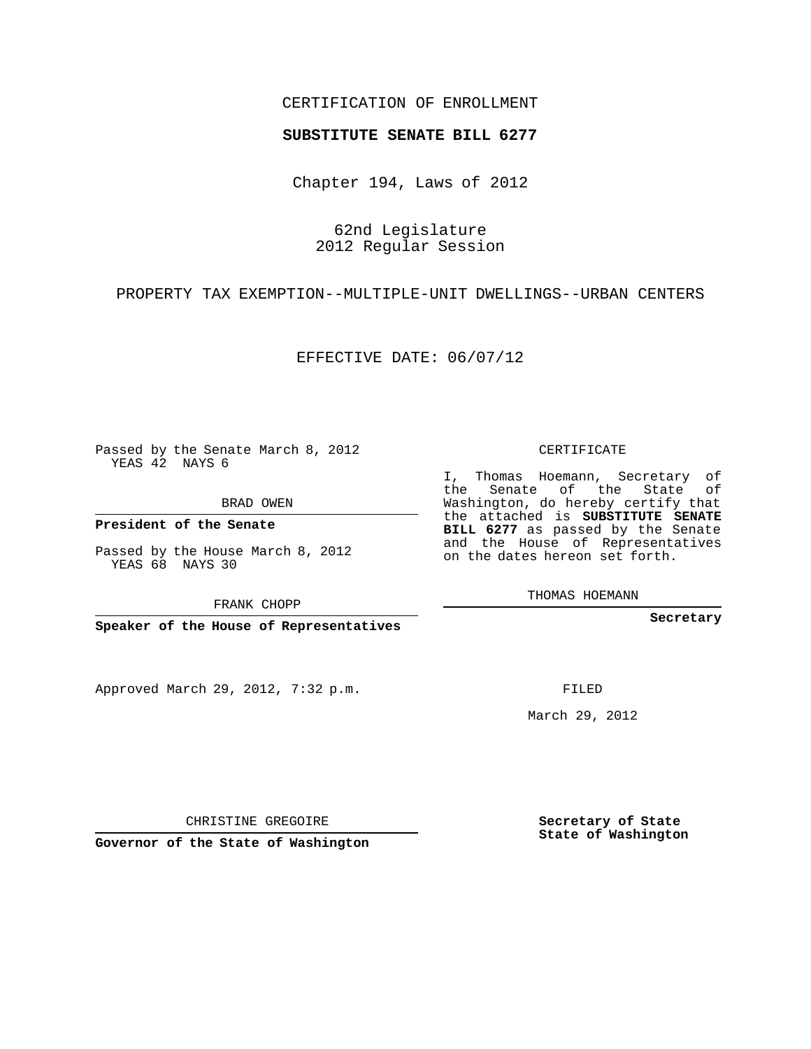CERTIFICATION OF ENROLLMENT

**SUBSTITUTE SENATE BILL 6277**

Chapter 194, Laws of 2012

62nd Legislature
2012 Regular Session

PROPERTY TAX EXEMPTION--MULTIPLE-UNIT DWELLINGS--URBAN CENTERS

EFFECTIVE DATE: 06/07/12

Passed by the Senate March 8, 2012
YEAS 42 NAYS 6

BRAD OWEN

**President of the Senate**

Passed by the House March 8, 2012
YEAS 68 NAYS 30

FRANK CHOPP

**Speaker of the House of Representatives**

CERTIFICATE

I, Thomas Hoemann, Secretary of the Senate of the State of Washington, do hereby certify that the attached is **SUBSTITUTE SENATE BILL 6277** as passed by the Senate and the House of Representatives on the dates hereon set forth.

THOMAS HOEMANN

**Secretary**

Approved March 29, 2012, 7:32 p.m.

FILED

March 29, 2012

CHRISTINE GREGOIRE

**Governor of the State of Washington**

**Secretary of State**
**State of Washington**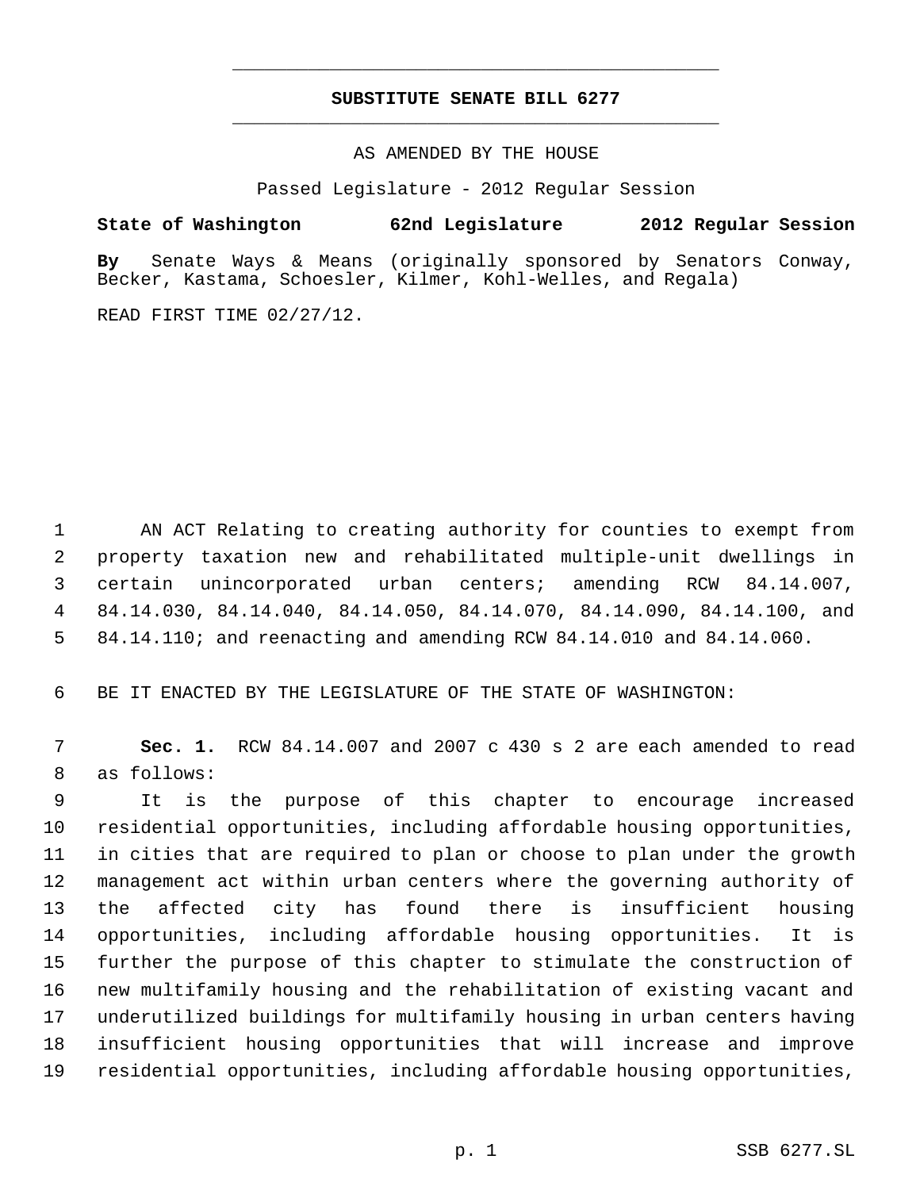**SUBSTITUTE SENATE BILL 6277**

AS AMENDED BY THE HOUSE

Passed Legislature - 2012 Regular Session

**State of Washington 62nd Legislature 2012 Regular Session**

**By** Senate Ways & Means (originally sponsored by Senators Conway, Becker, Kastama, Schoesler, Kilmer, Kohl-Welles, and Regala)

READ FIRST TIME 02/27/12.

AN ACT Relating to creating authority for counties to exempt from property taxation new and rehabilitated multiple-unit dwellings in certain unincorporated urban centers; amending RCW 84.14.007, 84.14.030, 84.14.040, 84.14.050, 84.14.070, 84.14.090, 84.14.100, and 84.14.110; and reenacting and amending RCW 84.14.010 and 84.14.060.

BE IT ENACTED BY THE LEGISLATURE OF THE STATE OF WASHINGTON:

**Sec. 1.** RCW 84.14.007 and 2007 c 430 s 2 are each amended to read as follows:

It is the purpose of this chapter to encourage increased residential opportunities, including affordable housing opportunities, in cities that are required to plan or choose to plan under the growth management act within urban centers where the governing authority of the affected city has found there is insufficient housing opportunities, including affordable housing opportunities. It is further the purpose of this chapter to stimulate the construction of new multifamily housing and the rehabilitation of existing vacant and underutilized buildings for multifamily housing in urban centers having insufficient housing opportunities that will increase and improve residential opportunities, including affordable housing opportunities,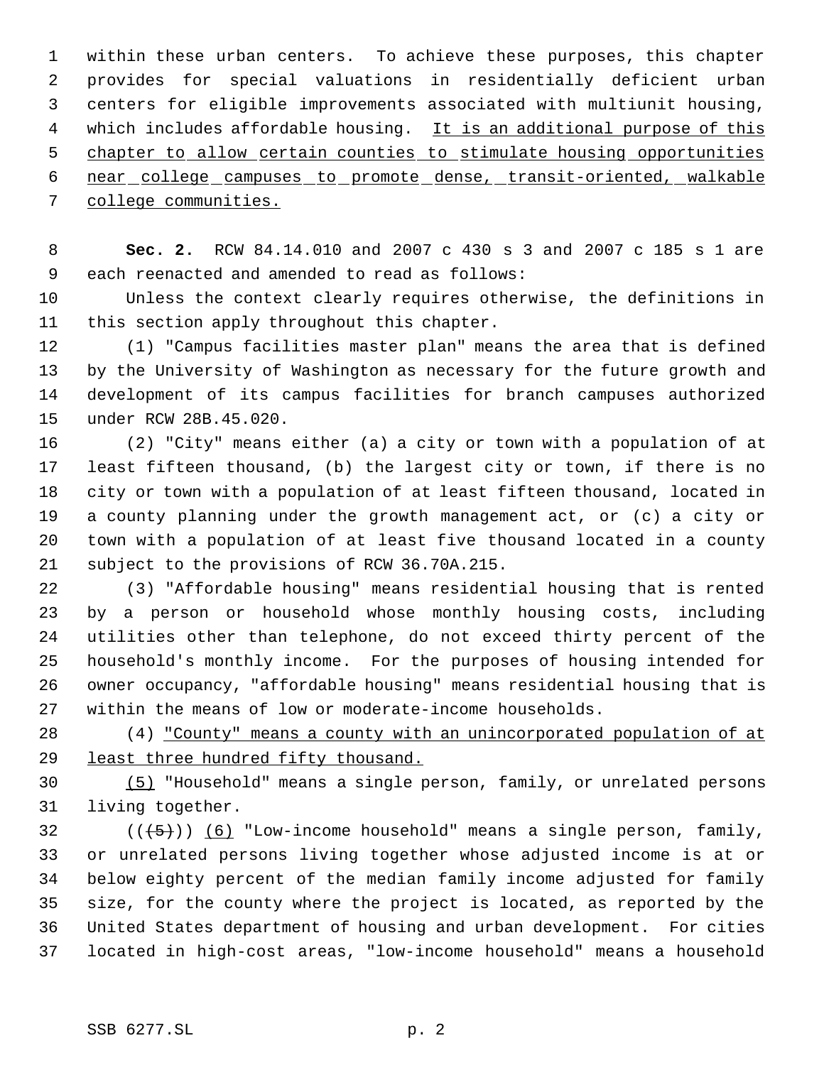within these urban centers. To achieve these purposes, this chapter provides for special valuations in residentially deficient urban centers for eligible improvements associated with multiunit housing, which includes affordable housing. It is an additional purpose of this chapter to allow certain counties to stimulate housing opportunities near college campuses to promote dense, transit-oriented, walkable college communities.

**Sec. 2.** RCW 84.14.010 and 2007 c 430 s 3 and 2007 c 185 s 1 are each reenacted and amended to read as follows:

Unless the context clearly requires otherwise, the definitions in this section apply throughout this chapter.

(1) "Campus facilities master plan" means the area that is defined by the University of Washington as necessary for the future growth and development of its campus facilities for branch campuses authorized under RCW 28B.45.020.

(2) "City" means either (a) a city or town with a population of at least fifteen thousand, (b) the largest city or town, if there is no city or town with a population of at least fifteen thousand, located in a county planning under the growth management act, or (c) a city or town with a population of at least five thousand located in a county subject to the provisions of RCW 36.70A.215.

(3) "Affordable housing" means residential housing that is rented by a person or household whose monthly housing costs, including utilities other than telephone, do not exceed thirty percent of the household's monthly income. For the purposes of housing intended for owner occupancy, "affordable housing" means residential housing that is within the means of low or moderate-income households.

(4) "County" means a county with an unincorporated population of at least three hundred fifty thousand.

(5) "Household" means a single person, family, or unrelated persons living together.

~~((5))~~ (6) "Low-income household" means a single person, family, or unrelated persons living together whose adjusted income is at or below eighty percent of the median family income adjusted for family size, for the county where the project is located, as reported by the United States department of housing and urban development. For cities located in high-cost areas, "low-income household" means a household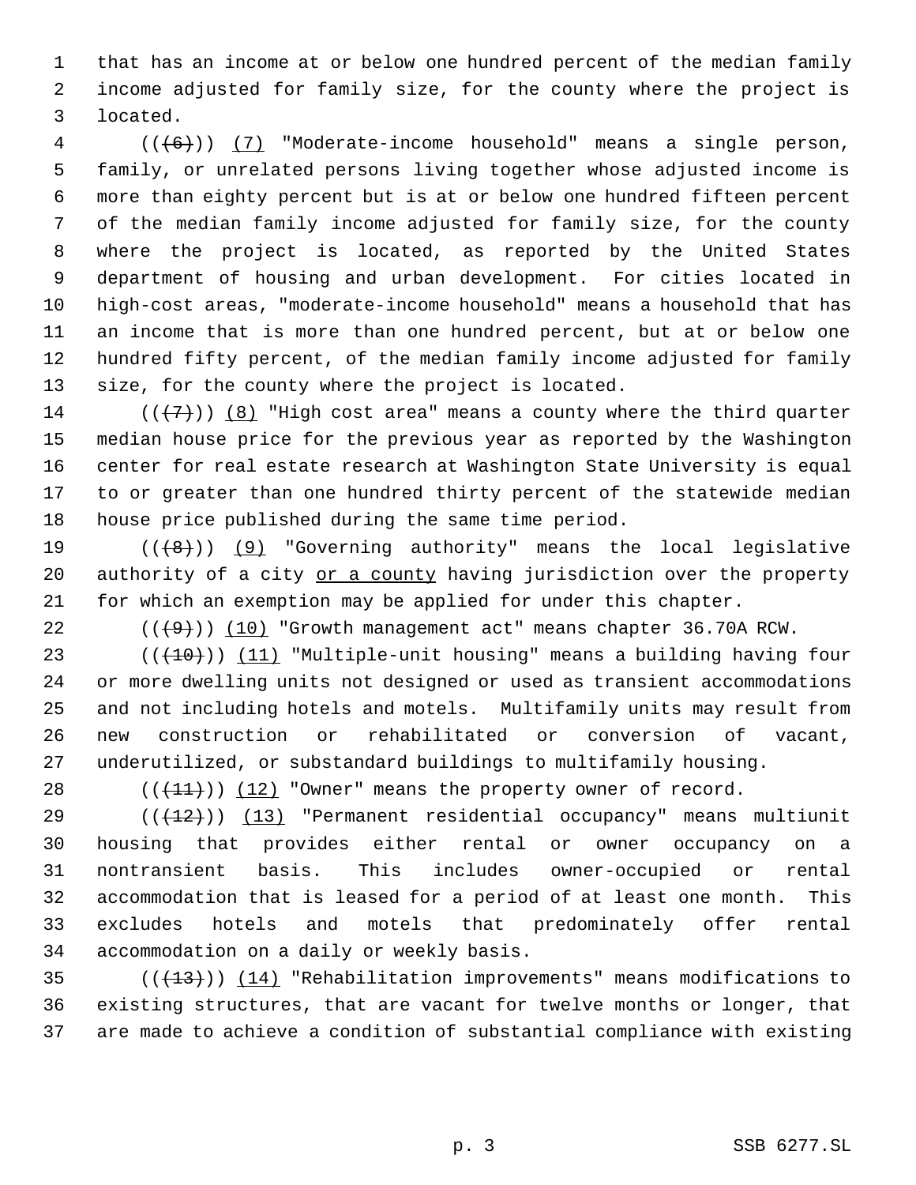that has an income at or below one hundred percent of the median family income adjusted for family size, for the county where the project is located.

(((6))) (7) "Moderate-income household" means a single person, family, or unrelated persons living together whose adjusted income is more than eighty percent but is at or below one hundred fifteen percent of the median family income adjusted for family size, for the county where the project is located, as reported by the United States department of housing and urban development. For cities located in high-cost areas, "moderate-income household" means a household that has an income that is more than one hundred percent, but at or below one hundred fifty percent, of the median family income adjusted for family size, for the county where the project is located.

(((7))) (8) "High cost area" means a county where the third quarter median house price for the previous year as reported by the Washington center for real estate research at Washington State University is equal to or greater than one hundred thirty percent of the statewide median house price published during the same time period.

(((8))) (9) "Governing authority" means the local legislative authority of a city or a county having jurisdiction over the property for which an exemption may be applied for under this chapter.

(((9))) (10) "Growth management act" means chapter 36.70A RCW.

(((10))) (11) "Multiple-unit housing" means a building having four or more dwelling units not designed or used as transient accommodations and not including hotels and motels. Multifamily units may result from new construction or rehabilitated or conversion of vacant, underutilized, or substandard buildings to multifamily housing.

(((11))) (12) "Owner" means the property owner of record.

(((12))) (13) "Permanent residential occupancy" means multiunit housing that provides either rental or owner occupancy on a nontransient basis. This includes owner-occupied or rental accommodation that is leased for a period of at least one month. This excludes hotels and motels that predominately offer rental accommodation on a daily or weekly basis.

(((13))) (14) "Rehabilitation improvements" means modifications to existing structures, that are vacant for twelve months or longer, that are made to achieve a condition of substantial compliance with existing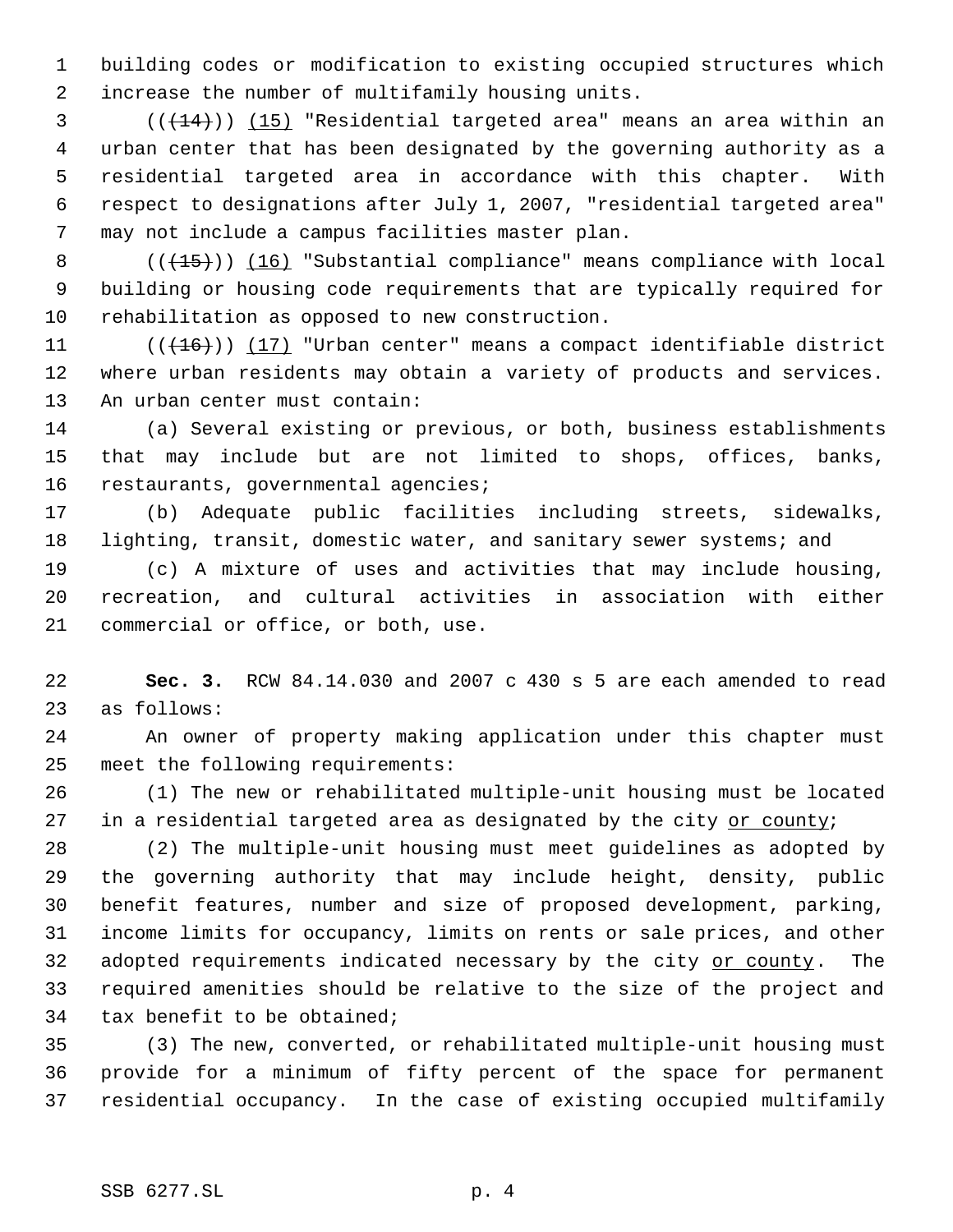building codes or modification to existing occupied structures which increase the number of multifamily housing units.

(((14))) (15) "Residential targeted area" means an area within an urban center that has been designated by the governing authority as a residential targeted area in accordance with this chapter. With respect to designations after July 1, 2007, "residential targeted area" may not include a campus facilities master plan.

(((15))) (16) "Substantial compliance" means compliance with local building or housing code requirements that are typically required for rehabilitation as opposed to new construction.

(((16))) (17) "Urban center" means a compact identifiable district where urban residents may obtain a variety of products and services. An urban center must contain:

(a) Several existing or previous, or both, business establishments that may include but are not limited to shops, offices, banks, restaurants, governmental agencies;

(b) Adequate public facilities including streets, sidewalks, lighting, transit, domestic water, and sanitary sewer systems; and

(c) A mixture of uses and activities that may include housing, recreation, and cultural activities in association with either commercial or office, or both, use.

**Sec. 3.** RCW 84.14.030 and 2007 c 430 s 5 are each amended to read as follows:

An owner of property making application under this chapter must meet the following requirements:

(1) The new or rehabilitated multiple-unit housing must be located in a residential targeted area as designated by the city or county;

(2) The multiple-unit housing must meet guidelines as adopted by the governing authority that may include height, density, public benefit features, number and size of proposed development, parking, income limits for occupancy, limits on rents or sale prices, and other adopted requirements indicated necessary by the city or county. The required amenities should be relative to the size of the project and tax benefit to be obtained;

(3) The new, converted, or rehabilitated multiple-unit housing must provide for a minimum of fifty percent of the space for permanent residential occupancy. In the case of existing occupied multifamily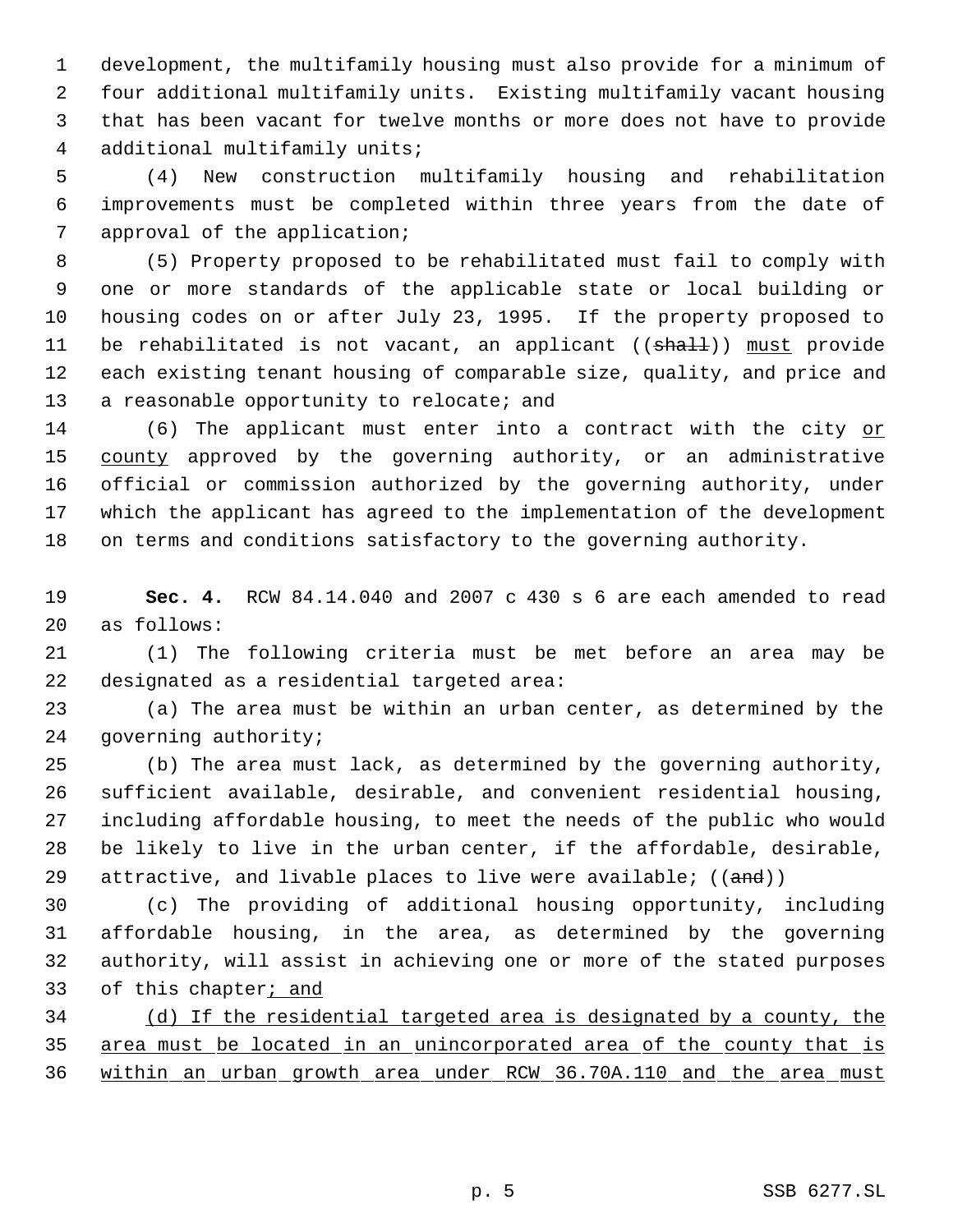development, the multifamily housing must also provide for a minimum of four additional multifamily units. Existing multifamily vacant housing that has been vacant for twelve months or more does not have to provide additional multifamily units;

(4) New construction multifamily housing and rehabilitation improvements must be completed within three years from the date of approval of the application;

(5) Property proposed to be rehabilitated must fail to comply with one or more standards of the applicable state or local building or housing codes on or after July 23, 1995. If the property proposed to be rehabilitated is not vacant, an applicant ((~~shall~~)) <u>must</u> provide each existing tenant housing of comparable size, quality, and price and a reasonable opportunity to relocate; and

(6) The applicant must enter into a contract with the city <u>or county</u> approved by the governing authority, or an administrative official or commission authorized by the governing authority, under which the applicant has agreed to the implementation of the development on terms and conditions satisfactory to the governing authority.

**Sec. 4.** RCW 84.14.040 and 2007 c 430 s 6 are each amended to read as follows:

(1) The following criteria must be met before an area may be designated as a residential targeted area:

(a) The area must be within an urban center, as determined by the governing authority;

(b) The area must lack, as determined by the governing authority, sufficient available, desirable, and convenient residential housing, including affordable housing, to meet the needs of the public who would be likely to live in the urban center, if the affordable, desirable, attractive, and livable places to live were available; ((~~and~~))

(c) The providing of additional housing opportunity, including affordable housing, in the area, as determined by the governing authority, will assist in achieving one or more of the stated purposes of this chapter<u>; and</u>

<u>(d) If the residential targeted area is designated by a county, the area must be located in an unincorporated area of the county that is within an urban growth area under RCW 36.70A.110 and the area must</u>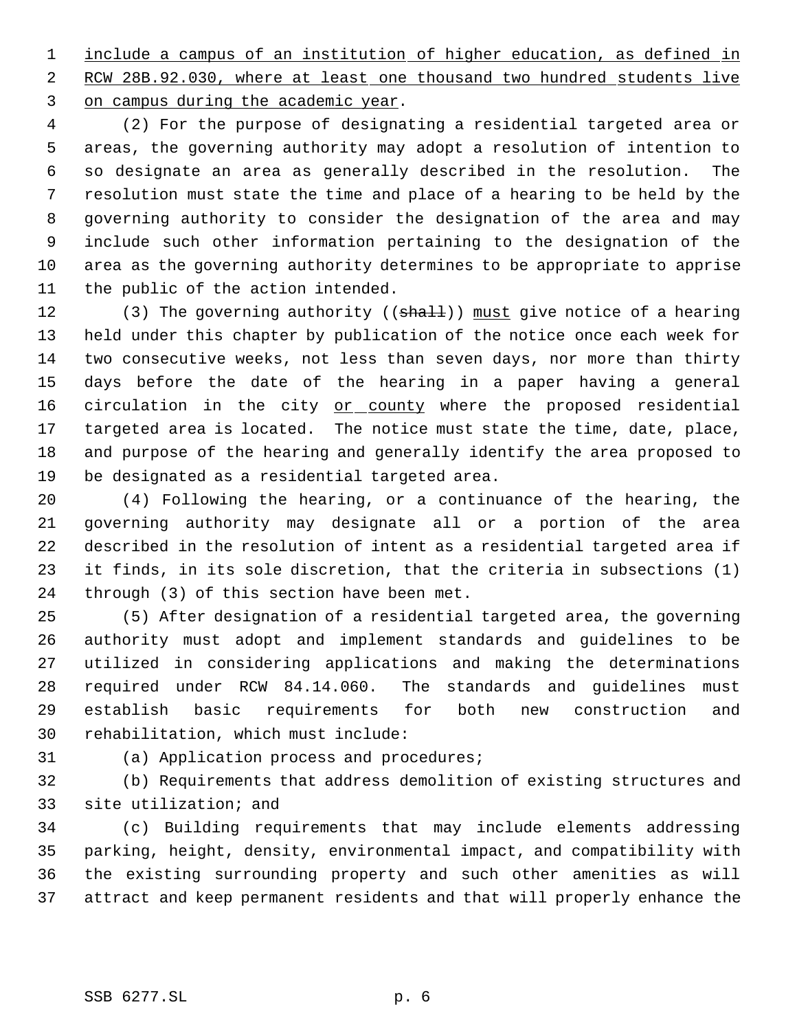include a campus of an institution of higher education, as defined in RCW 28B.92.030, where at least one thousand two hundred students live on campus during the academic year.

(2) For the purpose of designating a residential targeted area or areas, the governing authority may adopt a resolution of intention to so designate an area as generally described in the resolution. The resolution must state the time and place of a hearing to be held by the governing authority to consider the designation of the area and may include such other information pertaining to the designation of the area as the governing authority determines to be appropriate to apprise the public of the action intended.

(3) The governing authority ((~~shall~~)) must give notice of a hearing held under this chapter by publication of the notice once each week for two consecutive weeks, not less than seven days, nor more than thirty days before the date of the hearing in a paper having a general circulation in the city or county where the proposed residential targeted area is located. The notice must state the time, date, place, and purpose of the hearing and generally identify the area proposed to be designated as a residential targeted area.

(4) Following the hearing, or a continuance of the hearing, the governing authority may designate all or a portion of the area described in the resolution of intent as a residential targeted area if it finds, in its sole discretion, that the criteria in subsections (1) through (3) of this section have been met.

(5) After designation of a residential targeted area, the governing authority must adopt and implement standards and guidelines to be utilized in considering applications and making the determinations required under RCW 84.14.060. The standards and guidelines must establish basic requirements for both new construction and rehabilitation, which must include:

(a) Application process and procedures;

(b) Requirements that address demolition of existing structures and site utilization; and

(c) Building requirements that may include elements addressing parking, height, density, environmental impact, and compatibility with the existing surrounding property and such other amenities as will attract and keep permanent residents and that will properly enhance the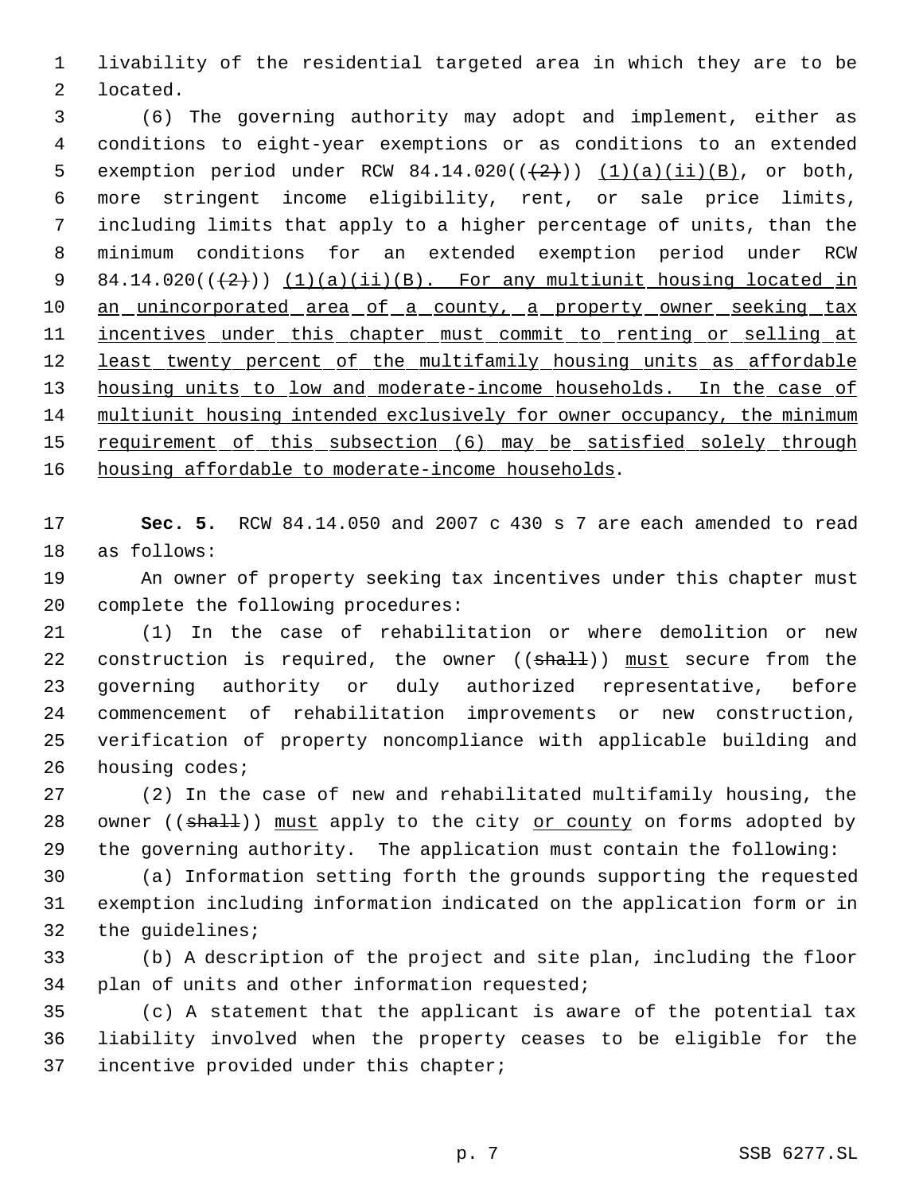livability of the residential targeted area in which they are to be located.

(6) The governing authority may adopt and implement, either as conditions to eight-year exemptions or as conditions to an extended exemption period under RCW 84.14.020(((2))) (1)(a)(ii)(B), or both, more stringent income eligibility, rent, or sale price limits, including limits that apply to a higher percentage of units, than the minimum conditions for an extended exemption period under RCW 84.14.020(((2))) (1)(a)(ii)(B). For any multiunit housing located in an unincorporated area of a county, a property owner seeking tax incentives under this chapter must commit to renting or selling at least twenty percent of the multifamily housing units as affordable housing units to low and moderate-income households. In the case of multiunit housing intended exclusively for owner occupancy, the minimum requirement of this subsection (6) may be satisfied solely through housing affordable to moderate-income households.

**Sec. 5.** RCW 84.14.050 and 2007 c 430 s 7 are each amended to read as follows:

An owner of property seeking tax incentives under this chapter must complete the following procedures:

(1) In the case of rehabilitation or where demolition or new construction is required, the owner ((shall)) must secure from the governing authority or duly authorized representative, before commencement of rehabilitation improvements or new construction, verification of property noncompliance with applicable building and housing codes;

(2) In the case of new and rehabilitated multifamily housing, the owner ((shall)) must apply to the city or county on forms adopted by the governing authority. The application must contain the following:

(a) Information setting forth the grounds supporting the requested exemption including information indicated on the application form or in the guidelines;

(b) A description of the project and site plan, including the floor plan of units and other information requested;

(c) A statement that the applicant is aware of the potential tax liability involved when the property ceases to be eligible for the incentive provided under this chapter;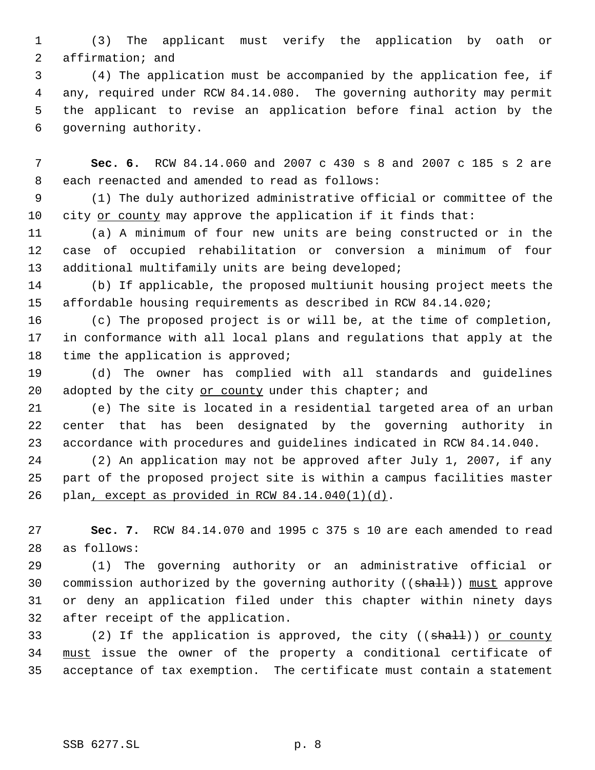(3) The applicant must verify the application by oath or affirmation; and

(4) The application must be accompanied by the application fee, if any, required under RCW 84.14.080. The governing authority may permit the applicant to revise an application before final action by the governing authority.

**Sec. 6.** RCW 84.14.060 and 2007 c 430 s 8 and 2007 c 185 s 2 are each reenacted and amended to read as follows:

(1) The duly authorized administrative official or committee of the city <u>or county</u> may approve the application if it finds that:

(a) A minimum of four new units are being constructed or in the case of occupied rehabilitation or conversion a minimum of four additional multifamily units are being developed;

(b) If applicable, the proposed multiunit housing project meets the affordable housing requirements as described in RCW 84.14.020;

(c) The proposed project is or will be, at the time of completion, in conformance with all local plans and regulations that apply at the time the application is approved;

(d) The owner has complied with all standards and guidelines adopted by the city <u>or county</u> under this chapter; and

(e) The site is located in a residential targeted area of an urban center that has been designated by the governing authority in accordance with procedures and guidelines indicated in RCW 84.14.040.

(2) An application may not be approved after July 1, 2007, if any part of the proposed project site is within a campus facilities master plan<u>, except as provided in RCW 84.14.040(1)(d)</u>.

**Sec. 7.** RCW 84.14.070 and 1995 c 375 s 10 are each amended to read as follows:

(1) The governing authority or an administrative official or commission authorized by the governing authority ((~~shall~~)) <u>must</u> approve or deny an application filed under this chapter within ninety days after receipt of the application.

(2) If the application is approved, the city ((~~shall~~)) <u>or county must</u> issue the owner of the property a conditional certificate of acceptance of tax exemption. The certificate must contain a statement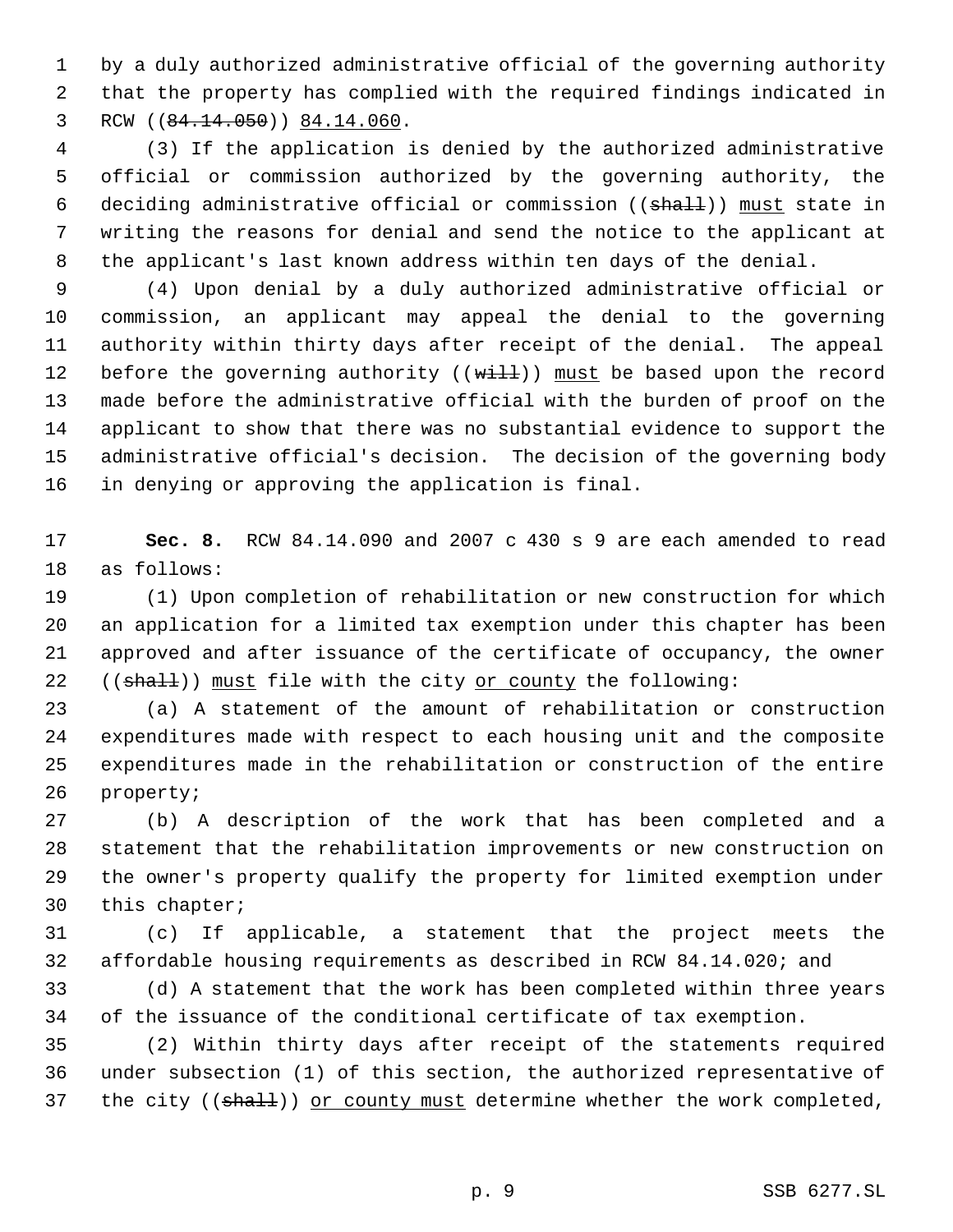by a duly authorized administrative official of the governing authority that the property has complied with the required findings indicated in RCW ((~~84.14.050~~)) <u>84.14.060</u>.

(3) If the application is denied by the authorized administrative official or commission authorized by the governing authority, the deciding administrative official or commission ((~~shall~~)) <u>must</u> state in writing the reasons for denial and send the notice to the applicant at the applicant's last known address within ten days of the denial.

(4) Upon denial by a duly authorized administrative official or commission, an applicant may appeal the denial to the governing authority within thirty days after receipt of the denial. The appeal before the governing authority ((~~will~~)) <u>must</u> be based upon the record made before the administrative official with the burden of proof on the applicant to show that there was no substantial evidence to support the administrative official's decision. The decision of the governing body in denying or approving the application is final.

**Sec. 8.** RCW 84.14.090 and 2007 c 430 s 9 are each amended to read as follows:

(1) Upon completion of rehabilitation or new construction for which an application for a limited tax exemption under this chapter has been approved and after issuance of the certificate of occupancy, the owner ((~~shall~~)) <u>must</u> file with the city <u>or county</u> the following:

(a) A statement of the amount of rehabilitation or construction expenditures made with respect to each housing unit and the composite expenditures made in the rehabilitation or construction of the entire property;

(b) A description of the work that has been completed and a statement that the rehabilitation improvements or new construction on the owner's property qualify the property for limited exemption under this chapter;

(c) If applicable, a statement that the project meets the affordable housing requirements as described in RCW 84.14.020; and

(d) A statement that the work has been completed within three years of the issuance of the conditional certificate of tax exemption.

(2) Within thirty days after receipt of the statements required under subsection (1) of this section, the authorized representative of the city ((~~shall~~)) <u>or county must</u> determine whether the work completed,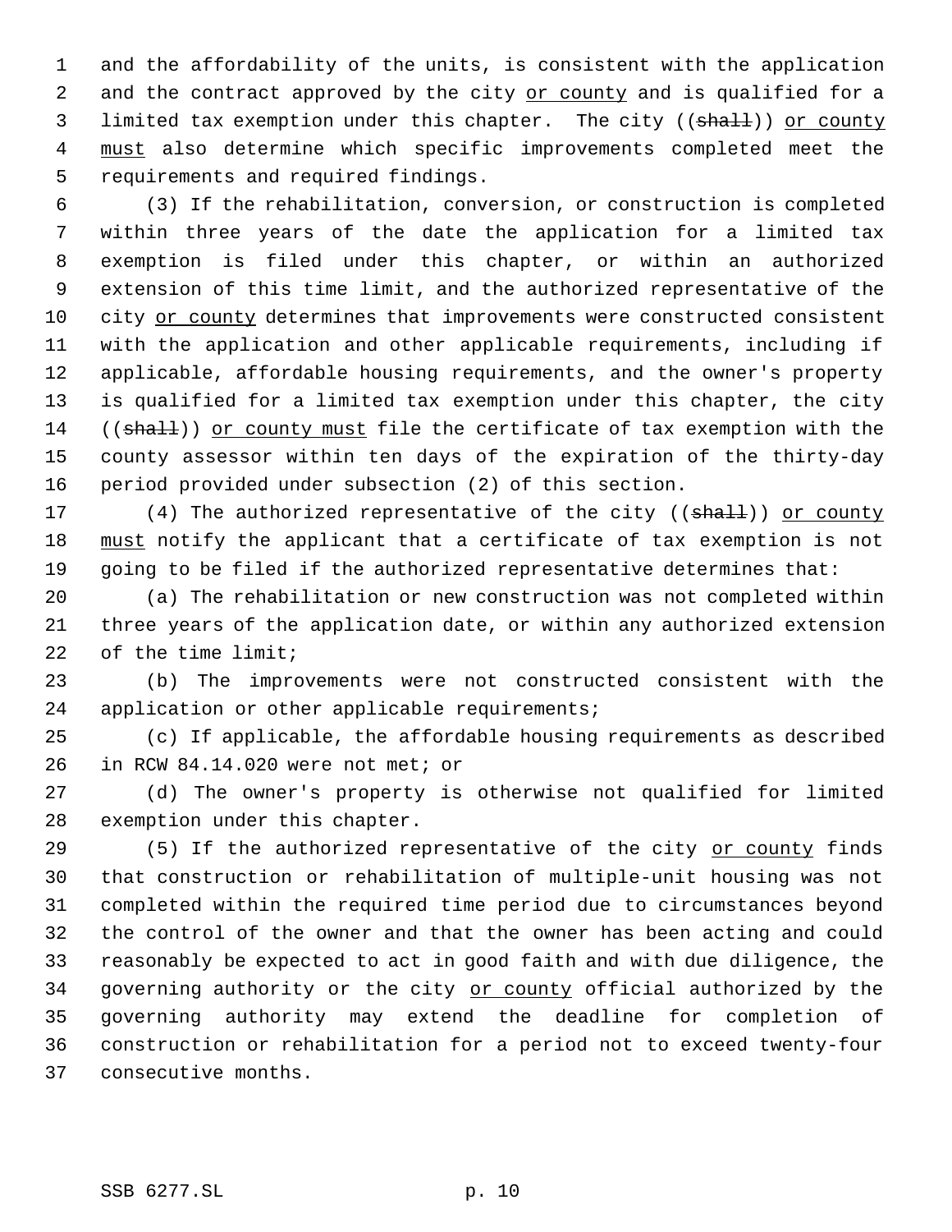and the affordability of the units, is consistent with the application and the contract approved by the city or county and is qualified for a limited tax exemption under this chapter. The city ((~~shall~~)) or county must also determine which specific improvements completed meet the requirements and required findings.

(3) If the rehabilitation, conversion, or construction is completed within three years of the date the application for a limited tax exemption is filed under this chapter, or within an authorized extension of this time limit, and the authorized representative of the city or county determines that improvements were constructed consistent with the application and other applicable requirements, including if applicable, affordable housing requirements, and the owner's property is qualified for a limited tax exemption under this chapter, the city ((~~shall~~)) or county must file the certificate of tax exemption with the county assessor within ten days of the expiration of the thirty-day period provided under subsection (2) of this section.

(4) The authorized representative of the city ((~~shall~~)) or county must notify the applicant that a certificate of tax exemption is not going to be filed if the authorized representative determines that:

(a) The rehabilitation or new construction was not completed within three years of the application date, or within any authorized extension of the time limit;

(b) The improvements were not constructed consistent with the application or other applicable requirements;

(c) If applicable, the affordable housing requirements as described in RCW 84.14.020 were not met; or

(d) The owner's property is otherwise not qualified for limited exemption under this chapter.

(5) If the authorized representative of the city or county finds that construction or rehabilitation of multiple-unit housing was not completed within the required time period due to circumstances beyond the control of the owner and that the owner has been acting and could reasonably be expected to act in good faith and with due diligence, the governing authority or the city or county official authorized by the governing authority may extend the deadline for completion of construction or rehabilitation for a period not to exceed twenty-four consecutive months.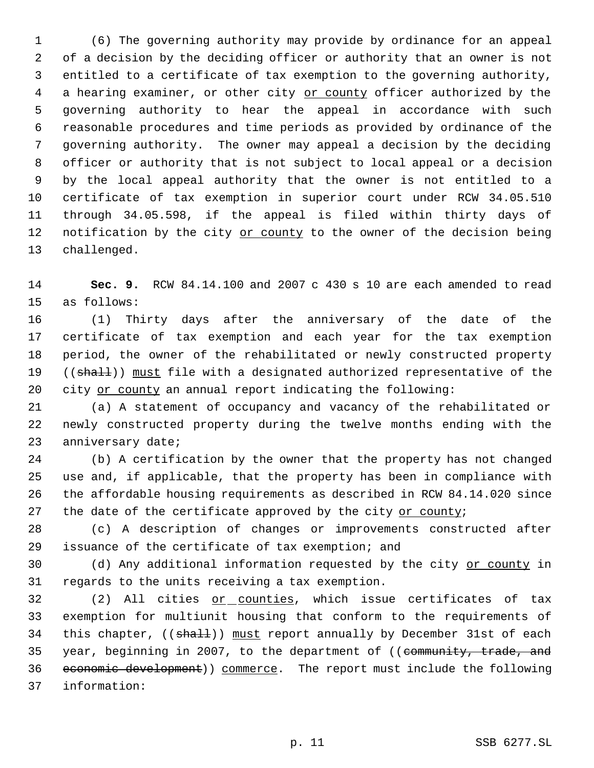(6) The governing authority may provide by ordinance for an appeal of a decision by the deciding officer or authority that an owner is not entitled to a certificate of tax exemption to the governing authority, a hearing examiner, or other city or county officer authorized by the governing authority to hear the appeal in accordance with such reasonable procedures and time periods as provided by ordinance of the governing authority. The owner may appeal a decision by the deciding officer or authority that is not subject to local appeal or a decision by the local appeal authority that the owner is not entitled to a certificate of tax exemption in superior court under RCW 34.05.510 through 34.05.598, if the appeal is filed within thirty days of notification by the city or county to the owner of the decision being challenged.

**Sec. 9.** RCW 84.14.100 and 2007 c 430 s 10 are each amended to read as follows:

(1) Thirty days after the anniversary of the date of the certificate of tax exemption and each year for the tax exemption period, the owner of the rehabilitated or newly constructed property ((~~shall~~)) must file with a designated authorized representative of the city or county an annual report indicating the following:

(a) A statement of occupancy and vacancy of the rehabilitated or newly constructed property during the twelve months ending with the anniversary date;

(b) A certification by the owner that the property has not changed use and, if applicable, that the property has been in compliance with the affordable housing requirements as described in RCW 84.14.020 since the date of the certificate approved by the city or county;

(c) A description of changes or improvements constructed after issuance of the certificate of tax exemption; and

(d) Any additional information requested by the city or county in regards to the units receiving a tax exemption.

(2) All cities or counties, which issue certificates of tax exemption for multiunit housing that conform to the requirements of this chapter, ((~~shall~~)) must report annually by December 31st of each year, beginning in 2007, to the department of ((~~community, trade, and economic development~~)) commerce. The report must include the following information: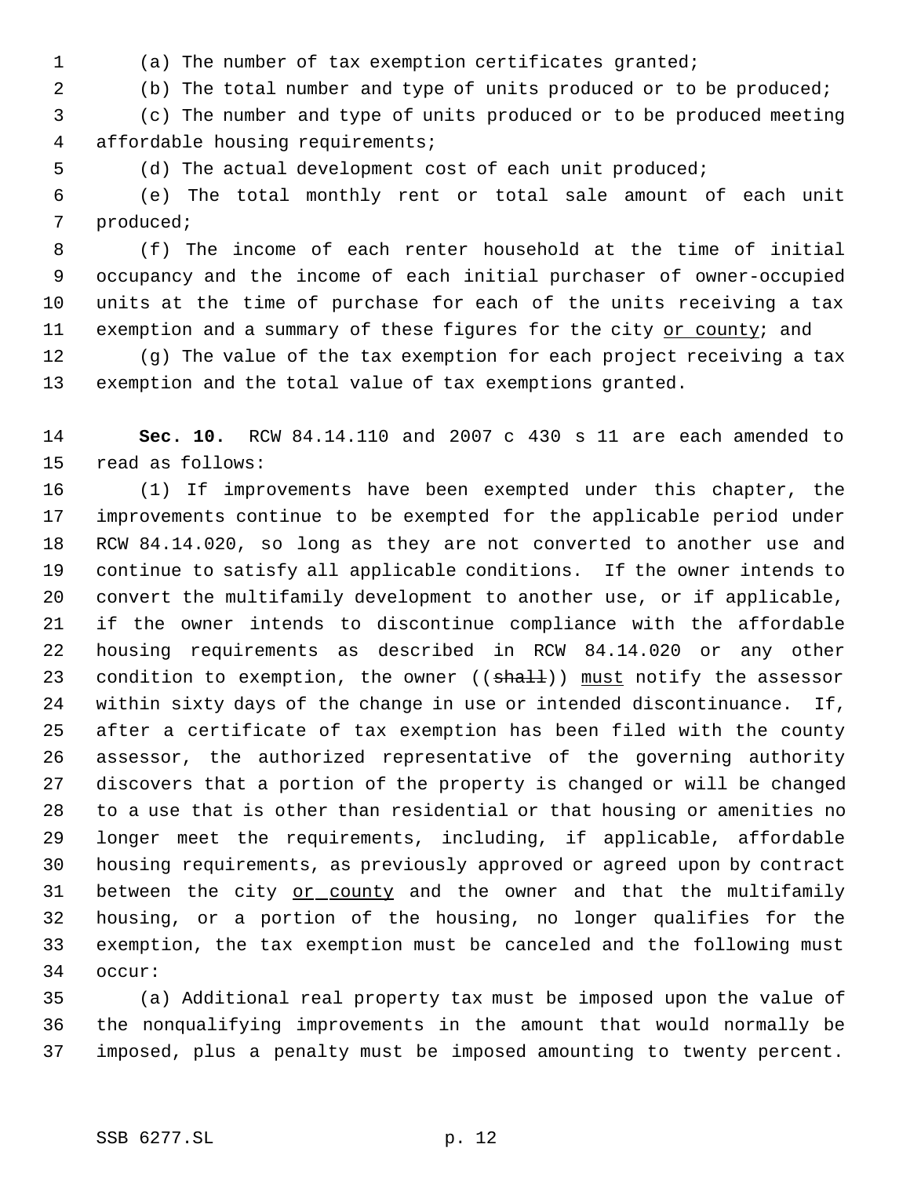(a) The number of tax exemption certificates granted;

(b) The total number and type of units produced or to be produced;

(c) The number and type of units produced or to be produced meeting affordable housing requirements;

(d) The actual development cost of each unit produced;

(e) The total monthly rent or total sale amount of each unit produced;

(f) The income of each renter household at the time of initial occupancy and the income of each initial purchaser of owner-occupied units at the time of purchase for each of the units receiving a tax exemption and a summary of these figures for the city or county; and

(g) The value of the tax exemption for each project receiving a tax exemption and the total value of tax exemptions granted.

**Sec. 10.** RCW 84.14.110 and 2007 c 430 s 11 are each amended to read as follows:

(1) If improvements have been exempted under this chapter, the improvements continue to be exempted for the applicable period under RCW 84.14.020, so long as they are not converted to another use and continue to satisfy all applicable conditions. If the owner intends to convert the multifamily development to another use, or if applicable, if the owner intends to discontinue compliance with the affordable housing requirements as described in RCW 84.14.020 or any other condition to exemption, the owner ((shall)) must notify the assessor within sixty days of the change in use or intended discontinuance. If, after a certificate of tax exemption has been filed with the county assessor, the authorized representative of the governing authority discovers that a portion of the property is changed or will be changed to a use that is other than residential or that housing or amenities no longer meet the requirements, including, if applicable, affordable housing requirements, as previously approved or agreed upon by contract between the city or county and the owner and that the multifamily housing, or a portion of the housing, no longer qualifies for the exemption, the tax exemption must be canceled and the following must occur:

(a) Additional real property tax must be imposed upon the value of the nonqualifying improvements in the amount that would normally be imposed, plus a penalty must be imposed amounting to twenty percent.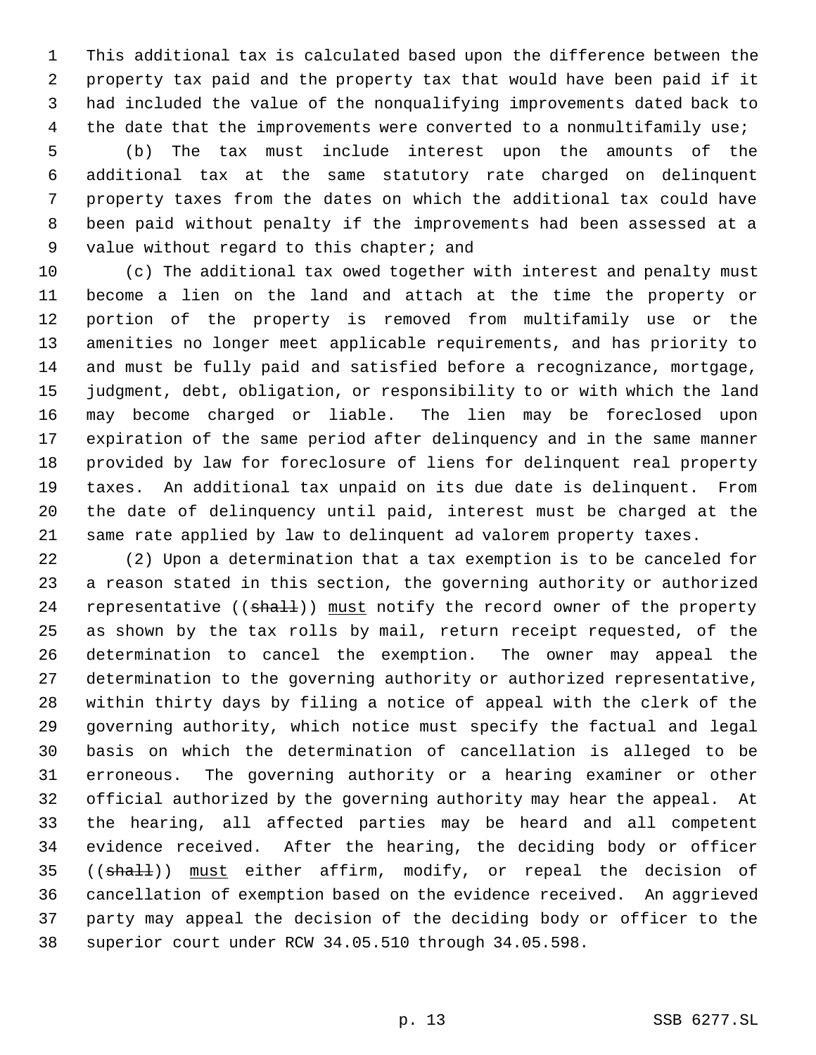This additional tax is calculated based upon the difference between the property tax paid and the property tax that would have been paid if it had included the value of the nonqualifying improvements dated back to the date that the improvements were converted to a nonmultifamily use;

(b) The tax must include interest upon the amounts of the additional tax at the same statutory rate charged on delinquent property taxes from the dates on which the additional tax could have been paid without penalty if the improvements had been assessed at a value without regard to this chapter; and

(c) The additional tax owed together with interest and penalty must become a lien on the land and attach at the time the property or portion of the property is removed from multifamily use or the amenities no longer meet applicable requirements, and has priority to and must be fully paid and satisfied before a recognizance, mortgage, judgment, debt, obligation, or responsibility to or with which the land may become charged or liable. The lien may be foreclosed upon expiration of the same period after delinquency and in the same manner provided by law for foreclosure of liens for delinquent real property taxes. An additional tax unpaid on its due date is delinquent. From the date of delinquency until paid, interest must be charged at the same rate applied by law to delinquent ad valorem property taxes.

(2) Upon a determination that a tax exemption is to be canceled for a reason stated in this section, the governing authority or authorized representative ((~~shall~~)) <u>must</u> notify the record owner of the property as shown by the tax rolls by mail, return receipt requested, of the determination to cancel the exemption. The owner may appeal the determination to the governing authority or authorized representative, within thirty days by filing a notice of appeal with the clerk of the governing authority, which notice must specify the factual and legal basis on which the determination of cancellation is alleged to be erroneous. The governing authority or a hearing examiner or other official authorized by the governing authority may hear the appeal. At the hearing, all affected parties may be heard and all competent evidence received. After the hearing, the deciding body or officer ((~~shall~~)) <u>must</u> either affirm, modify, or repeal the decision of cancellation of exemption based on the evidence received. An aggrieved party may appeal the decision of the deciding body or officer to the superior court under RCW 34.05.510 through 34.05.598.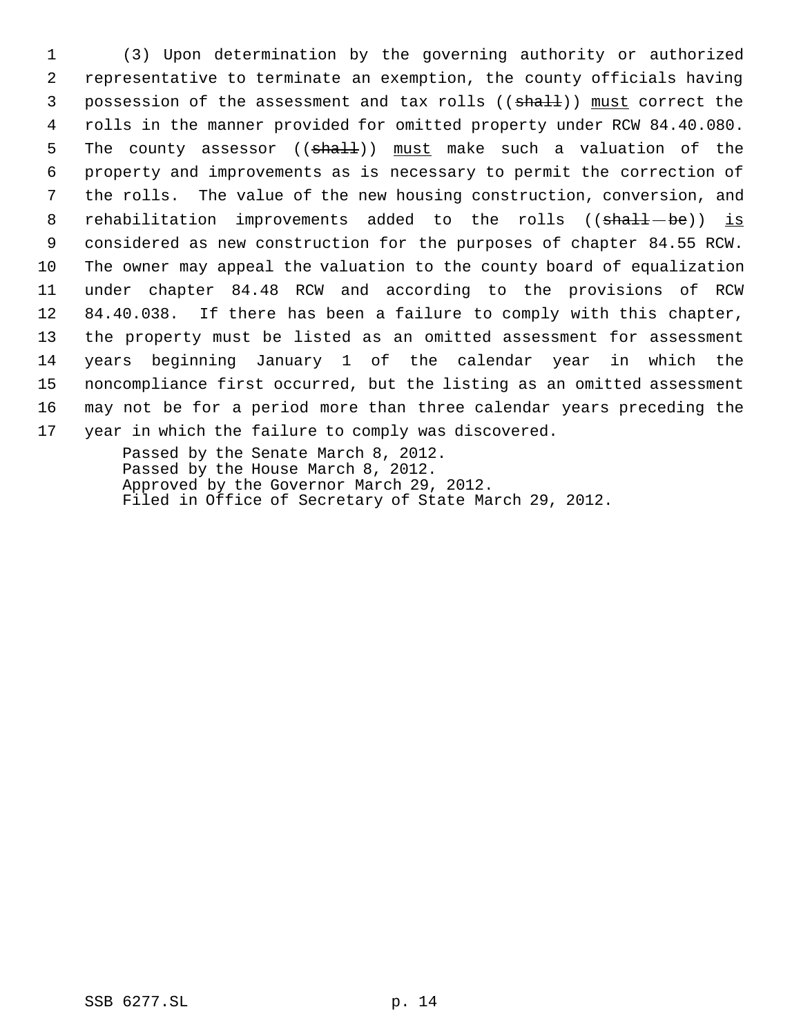(3) Upon determination by the governing authority or authorized representative to terminate an exemption, the county officials having possession of the assessment and tax rolls ((~~shall~~)) <u>must</u> correct the rolls in the manner provided for omitted property under RCW 84.40.080. The county assessor ((~~shall~~)) <u>must</u> make such a valuation of the property and improvements as is necessary to permit the correction of the rolls. The value of the new housing construction, conversion, and rehabilitation improvements added to the rolls ((~~shall be~~)) <u>is</u> considered as new construction for the purposes of chapter 84.55 RCW. The owner may appeal the valuation to the county board of equalization under chapter 84.48 RCW and according to the provisions of RCW 84.40.038. If there has been a failure to comply with this chapter, the property must be listed as an omitted assessment for assessment years beginning January 1 of the calendar year in which the noncompliance first occurred, but the listing as an omitted assessment may not be for a period more than three calendar years preceding the year in which the failure to comply was discovered.

Passed by the Senate March 8, 2012.
Passed by the House March 8, 2012.
Approved by the Governor March 29, 2012.
Filed in Office of Secretary of State March 29, 2012.